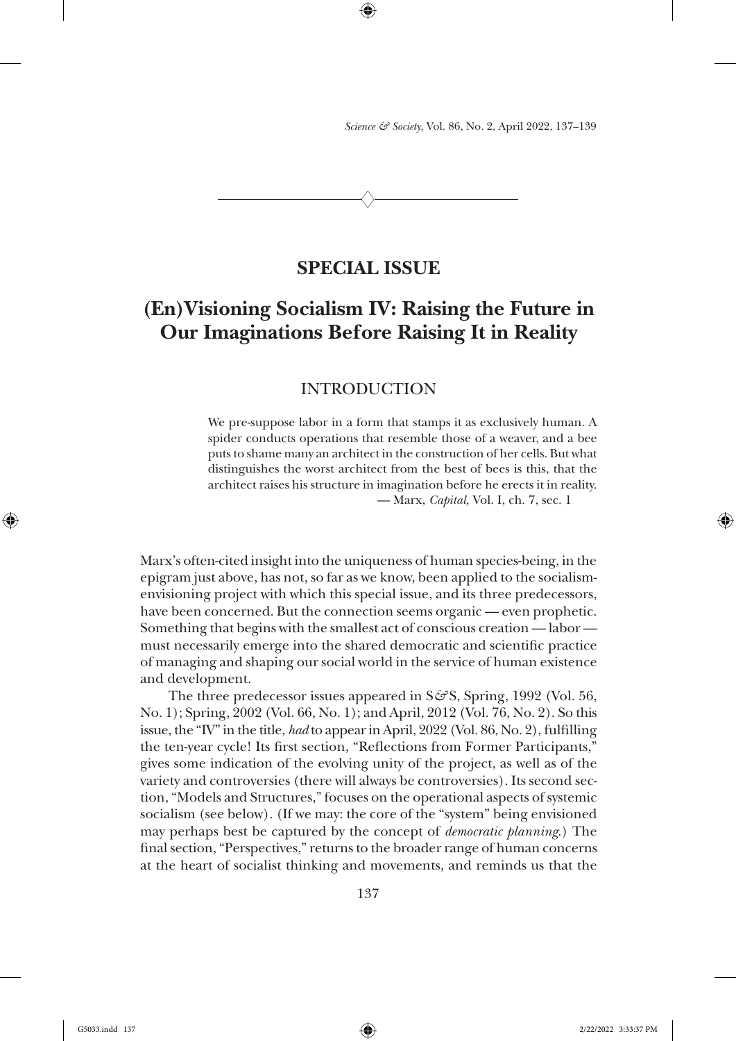# SPECIAL ISSUE

# (En)Visioning Socialism IV: Raising the Future in Our Imaginations Before Raising It in Reality

## INTRODUCTION

> We pre-suppose labor in a form that stamps it as exclusively human. A spider conducts operations that resemble those of a weaver, and a bee puts to shame many an architect in the construction of her cells. But what distinguishes the worst architect from the best of bees is this, that the architect raises his structure in imagination before he erects it in reality.
>
> — Marx, *Capital*, Vol. I, ch. 7, sec. 1

Marx's often-cited insight into the uniqueness of human species-being, in the epigram just above, has not, so far as we know, been applied to the socialism-envisioning project with which this special issue, and its three predecessors, have been concerned. But the connection seems organic — even prophetic. Something that begins with the smallest act of conscious creation — labor — must necessarily emerge into the shared democratic and scientific practice of managing and shaping our social world in the service of human existence and development.

The three predecessor issues appeared in S&S, Spring, 1992 (Vol. 56, No. 1); Spring, 2002 (Vol. 66, No. 1); and April, 2012 (Vol. 76, No. 2). So this issue, the "IV" in the title, *had* to appear in April, 2022 (Vol. 86, No. 2), fulfilling the ten-year cycle! Its first section, "Reflections from Former Participants," gives some indication of the evolving unity of the project, as well as of the variety and controversies (there will always be controversies). Its second section, "Models and Structures," focuses on the operational aspects of systemic socialism (see below). (If we may: the core of the "system" being envisioned may perhaps best be captured by the concept of *democratic planning*.) The final section, "Perspectives," returns to the broader range of human concerns at the heart of socialist thinking and movements, and reminds us that the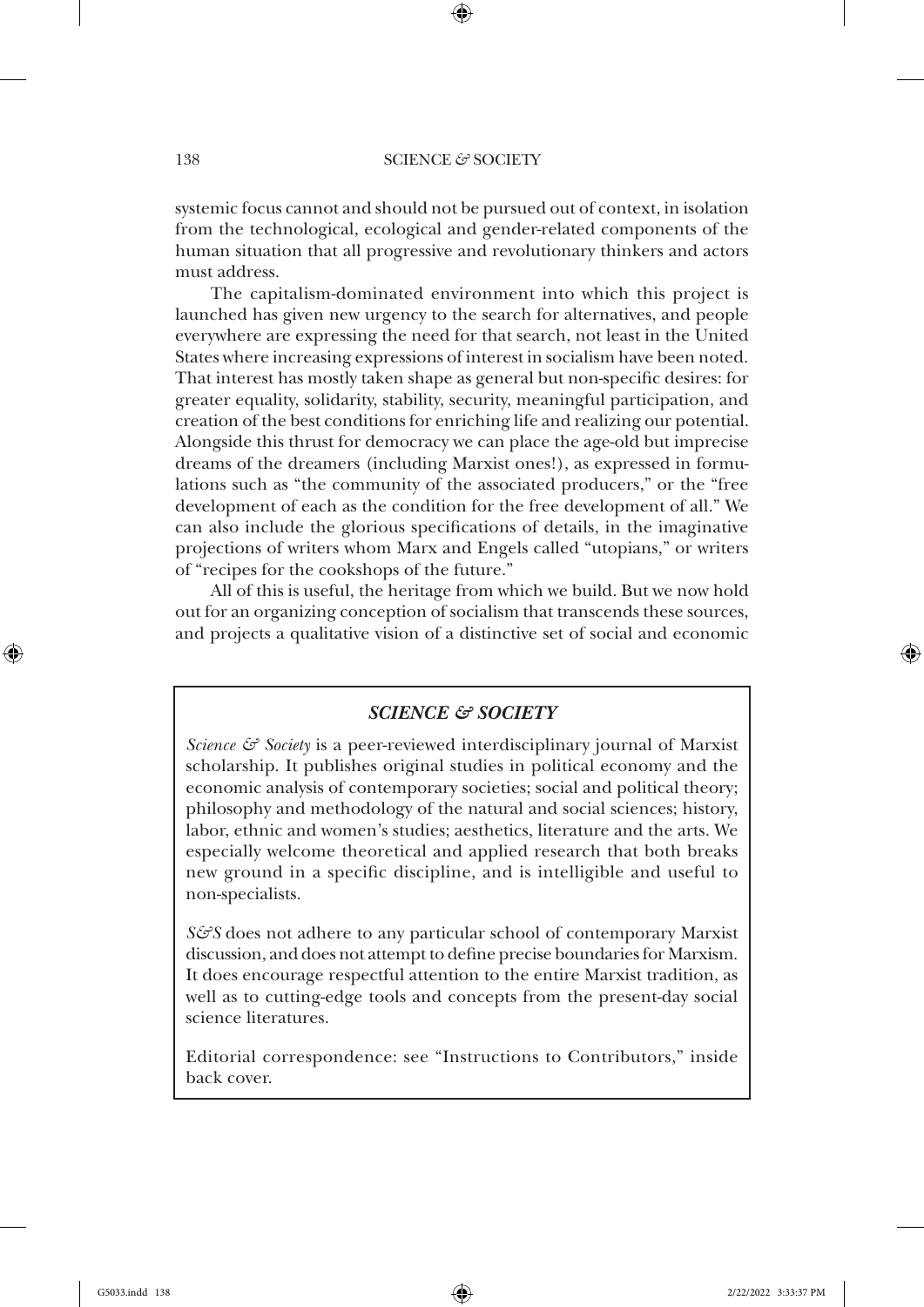systemic focus cannot and should not be pursued out of context, in isolation from the technological, ecological and gender-related components of the human situation that all progressive and revolutionary thinkers and actors must address.

The capitalism-dominated environment into which this project is launched has given new urgency to the search for alternatives, and people everywhere are expressing the need for that search, not least in the United States where increasing expressions of interest in socialism have been noted. That interest has mostly taken shape as general but non-specific desires: for greater equality, solidarity, stability, security, meaningful participation, and creation of the best conditions for enriching life and realizing our potential. Alongside this thrust for democracy we can place the age-old but imprecise dreams of the dreamers (including Marxist ones!), as expressed in formulations such as "the community of the associated producers," or the "free development of each as the condition for the free development of all." We can also include the glorious specifications of details, in the imaginative projections of writers whom Marx and Engels called "utopians," or writers of "recipes for the cookshops of the future."

All of this is useful, the heritage from which we build. But we now hold out for an organizing conception of socialism that transcends these sources, and projects a qualitative vision of a distinctive set of social and economic

### *SCIENCE & SOCIETY*

*Science & Society* is a peer-reviewed interdisciplinary journal of Marxist scholarship. It publishes original studies in political economy and the economic analysis of contemporary societies; social and political theory; philosophy and methodology of the natural and social sciences; history, labor, ethnic and women's studies; aesthetics, literature and the arts. We especially welcome theoretical and applied research that both breaks new ground in a specific discipline, and is intelligible and useful to non-specialists.

*S&S* does not adhere to any particular school of contemporary Marxist discussion, and does not attempt to define precise boundaries for Marxism. It does encourage respectful attention to the entire Marxist tradition, as well as to cutting-edge tools and concepts from the present-day social science literatures.

Editorial correspondence: see "Instructions to Contributors," inside back cover.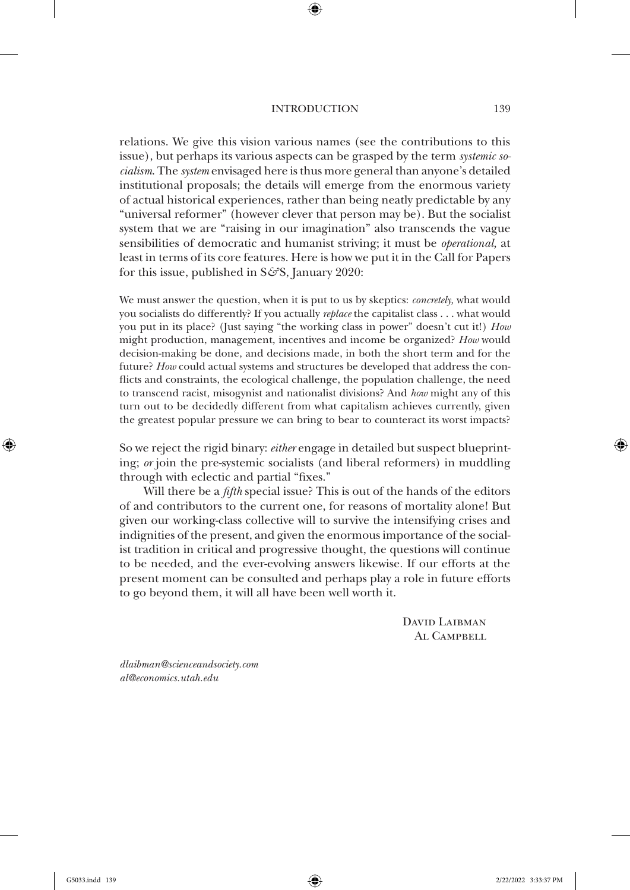relations. We give this vision various names (see the contributions to this issue), but perhaps its various aspects can be grasped by the term *systemic socialism*. The *system* envisaged here is thus more general than anyone's detailed institutional proposals; the details will emerge from the enormous variety of actual historical experiences, rather than being neatly predictable by any "universal reformer" (however clever that person may be). But the socialist system that we are "raising in our imagination" also transcends the vague sensibilities of democratic and humanist striving; it must be *operational*, at least in terms of its core features. Here is how we put it in the Call for Papers for this issue, published in S&S, January 2020:

> We must answer the question, when it is put to us by skeptics: *concretely*, what would you socialists do differently? If you actually *replace* the capitalist class . . . what would you put in its place? (Just saying "the working class in power" doesn't cut it!) *How* might production, management, incentives and income be organized? *How* would decision-making be done, and decisions made, in both the short term and for the future? *How* could actual systems and structures be developed that address the conflicts and constraints, the ecological challenge, the population challenge, the need to transcend racist, misogynist and nationalist divisions? And *how* might any of this turn out to be decidedly different from what capitalism achieves currently, given the greatest popular pressure we can bring to bear to counteract its worst impacts?

So we reject the rigid binary: *either* engage in detailed but suspect blueprinting; *or* join the pre-systemic socialists (and liberal reformers) in muddling through with eclectic and partial "fixes."

Will there be a *fifth* special issue? This is out of the hands of the editors of and contributors to the current one, for reasons of mortality alone! But given our working-class collective will to survive the intensifying crises and indignities of the present, and given the enormous importance of the socialist tradition in critical and progressive thought, the questions will continue to be needed, and the ever-evolving answers likewise. If our efforts at the present moment can be consulted and perhaps play a role in future efforts to go beyond them, it will all have been well worth it.

David Laibman
Al Campbell

*dlaibman@scienceandsociety.com*
*al@economics.utah.edu*